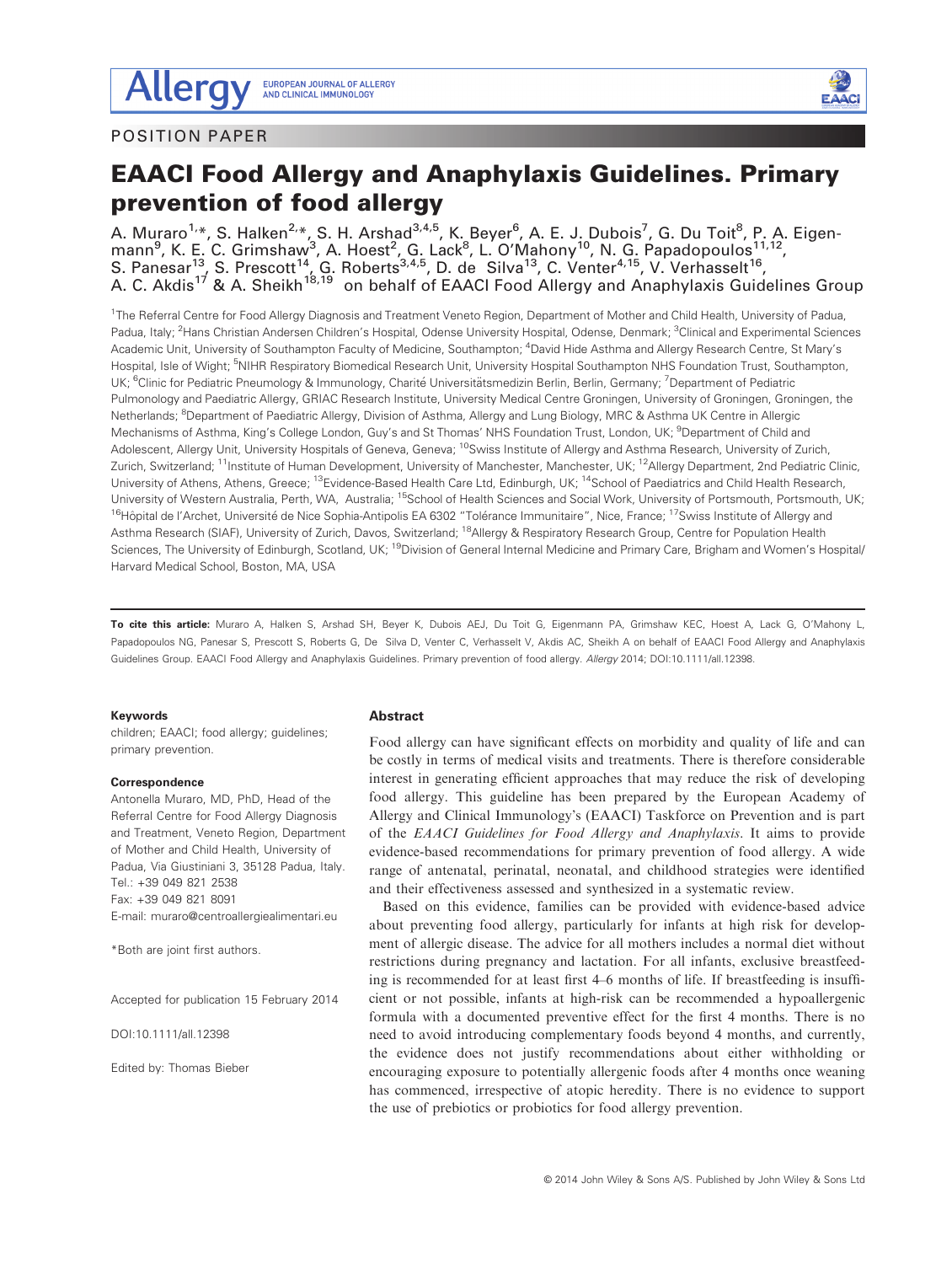POSITION PAPER

# EAACI Food Allergy and Anaphylaxis Guidelines. Primary prevention of food allergy

A. Muraro[1,*], S. Halken[2,*], S. H. Arshad[3,4,5], K. Beyer[6], A. E. J. Dubois[7], G. Du Toit[8], P. A. Eigenmann[9], K. E. C. Grimshaw[3], A. Hoest[2], G. Lack[8], L. O'Mahony[10], N. G. Papadopoulos[11,12], S. Panesar[13], S. Prescott[14], G. Roberts[3,4,5], D. de Silva[13], C. Venter[4,15], V. Verhasselt[16], A. C. Akdis[17] & A. Sheikh[18,19] on behalf of EAACI Food Allergy and Anaphylaxis Guidelines Group

[1]The Referral Centre for Food Allergy Diagnosis and Treatment Veneto Region, Department of Mother and Child Health, University of Padua, Padua, Italy; [2]Hans Christian Andersen Children's Hospital, Odense University Hospital, Odense, Denmark; [3]Clinical and Experimental Sciences Academic Unit, University of Southampton Faculty of Medicine, Southampton; [4]David Hide Asthma and Allergy Research Centre, St Mary's Hospital, Isle of Wight; [5]NIHR Respiratory Biomedical Research Unit, University Hospital Southampton NHS Foundation Trust, Southampton, UK; [6]Clinic for Pediatric Pneumology & Immunology, Charité Universitätsmedizin Berlin, Berlin, Germany; [7]Department of Pediatric Pulmonology and Paediatric Allergy, GRIAC Research Institute, University Medical Centre Groningen, University of Groningen, Groningen, the Netherlands; [8]Department of Paediatric Allergy, Division of Asthma, Allergy and Lung Biology, MRC & Asthma UK Centre in Allergic Mechanisms of Asthma, King's College London, Guy's and St Thomas' NHS Foundation Trust, London, UK; [9]Department of Child and Adolescent, Allergy Unit, University Hospitals of Geneva, Geneva; [10]Swiss Institute of Allergy and Asthma Research, University of Zurich, Zurich, Switzerland; [11]Institute of Human Development, University of Manchester, Manchester, UK; [12]Allergy Department, 2nd Pediatric Clinic, University of Athens, Athens, Greece; [13]Evidence-Based Health Care Ltd, Edinburgh, UK; [14]School of Paediatrics and Child Health Research, University of Western Australia, Perth, WA, Australia; [15]School of Health Sciences and Social Work, University of Portsmouth, Portsmouth, UK; [16]Hôpital de l'Archet, Université de Nice Sophia-Antipolis EA 6302 "Tolérance Immunitaire", Nice, France; [17]Swiss Institute of Allergy and Asthma Research (SIAF), University of Zurich, Davos, Switzerland; [18]Allergy & Respiratory Research Group, Centre for Population Health Sciences, The University of Edinburgh, Scotland, UK; [19]Division of General Internal Medicine and Primary Care, Brigham and Women's Hospital/ Harvard Medical School, Boston, MA, USA

**To cite this article:** Muraro A, Halken S, Arshad SH, Beyer K, Dubois AEJ, Du Toit G, Eigenmann PA, Grimshaw KEC, Hoest A, Lack G, O'Mahony L, Papadopoulos NG, Panesar S, Prescott S, Roberts G, De Silva D, Venter C, Verhasselt V, Akdis AC, Sheikh A on behalf of EAACI Food Allergy and Anaphylaxis Guidelines Group. EAACI Food Allergy and Anaphylaxis Guidelines. Primary prevention of food allergy. *Allergy* 2014; DOI:10.1111/all.12398.

**Keywords**
children; EAACI; food allergy; guidelines; primary prevention.

**Correspondence**
Antonella Muraro, MD, PhD, Head of the Referral Centre for Food Allergy Diagnosis and Treatment, Veneto Region, Department of Mother and Child Health, University of Padua, Via Giustiniani 3, 35128 Padua, Italy.
Tel.: +39 049 821 2538
Fax: +39 049 821 8091
E-mail: muraro@centroallergiealimentari.eu

*Both are joint first authors.

Accepted for publication 15 February 2014

DOI:10.1111/all.12398

Edited by: Thomas Bieber

## Abstract

Food allergy can have significant effects on morbidity and quality of life and can be costly in terms of medical visits and treatments. There is therefore considerable interest in generating efficient approaches that may reduce the risk of developing food allergy. This guideline has been prepared by the European Academy of Allergy and Clinical Immunology's (EAACI) Taskforce on Prevention and is part of the *EAACI Guidelines for Food Allergy and Anaphylaxis*. It aims to provide evidence-based recommendations for primary prevention of food allergy. A wide range of antenatal, perinatal, neonatal, and childhood strategies were identified and their effectiveness assessed and synthesized in a systematic review.

Based on this evidence, families can be provided with evidence-based advice about preventing food allergy, particularly for infants at high risk for development of allergic disease. The advice for all mothers includes a normal diet without restrictions during pregnancy and lactation. For all infants, exclusive breastfeeding is recommended for at least first 4–6 months of life. If breastfeeding is insufficient or not possible, infants at high-risk can be recommended a hypoallergenic formula with a documented preventive effect for the first 4 months. There is no need to avoid introducing complementary foods beyond 4 months, and currently, the evidence does not justify recommendations about either withholding or encouraging exposure to potentially allergenic foods after 4 months once weaning has commenced, irrespective of atopic heredity. There is no evidence to support the use of prebiotics or probiotics for food allergy prevention.

© 2014 John Wiley & Sons A/S. Published by John Wiley & Sons Ltd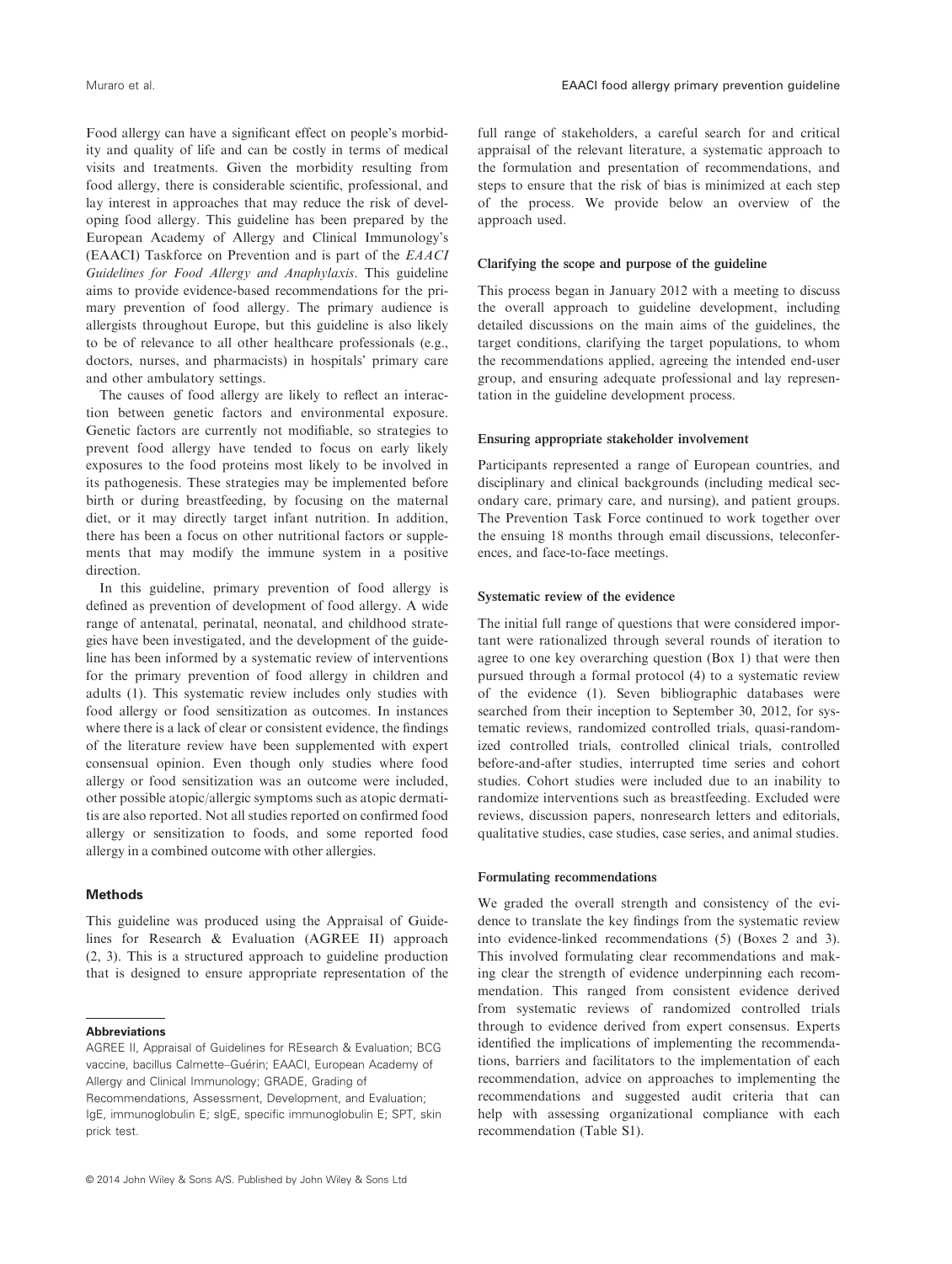Food allergy can have a significant effect on people's morbidity and quality of life and can be costly in terms of medical visits and treatments. Given the morbidity resulting from food allergy, there is considerable scientific, professional, and lay interest in approaches that may reduce the risk of developing food allergy. This guideline has been prepared by the European Academy of Allergy and Clinical Immunology's (EAACI) Taskforce on Prevention and is part of the *EAACI Guidelines for Food Allergy and Anaphylaxis*. This guideline aims to provide evidence-based recommendations for the primary prevention of food allergy. The primary audience is allergists throughout Europe, but this guideline is also likely to be of relevance to all other healthcare professionals (e.g., doctors, nurses, and pharmacists) in hospitals' primary care and other ambulatory settings.

The causes of food allergy are likely to reflect an interaction between genetic factors and environmental exposure. Genetic factors are currently not modifiable, so strategies to prevent food allergy have tended to focus on early likely exposures to the food proteins most likely to be involved in its pathogenesis. These strategies may be implemented before birth or during breastfeeding, by focusing on the maternal diet, or it may directly target infant nutrition. In addition, there has been a focus on other nutritional factors or supplements that may modify the immune system in a positive direction.

In this guideline, primary prevention of food allergy is defined as prevention of development of food allergy. A wide range of antenatal, perinatal, neonatal, and childhood strategies have been investigated, and the development of the guideline has been informed by a systematic review of interventions for the primary prevention of food allergy in children and adults (1). This systematic review includes only studies with food allergy or food sensitization as outcomes. In instances where there is a lack of clear or consistent evidence, the findings of the literature review have been supplemented with expert consensual opinion. Even though only studies where food allergy or food sensitization was an outcome were included, other possible atopic/allergic symptoms such as atopic dermatitis are also reported. Not all studies reported on confirmed food allergy or sensitization to foods, and some reported food allergy in a combined outcome with other allergies.

## Methods

This guideline was produced using the Appraisal of Guidelines for Research & Evaluation (AGREE II) approach (2, 3). This is a structured approach to guideline production that is designed to ensure appropriate representation of the full range of stakeholders, a careful search for and critical appraisal of the relevant literature, a systematic approach to the formulation and presentation of recommendations, and steps to ensure that the risk of bias is minimized at each step of the process. We provide below an overview of the approach used.

### Clarifying the scope and purpose of the guideline

This process began in January 2012 with a meeting to discuss the overall approach to guideline development, including detailed discussions on the main aims of the guidelines, the target conditions, clarifying the target populations, to whom the recommendations applied, agreeing the intended end-user group, and ensuring adequate professional and lay representation in the guideline development process.

### Ensuring appropriate stakeholder involvement

Participants represented a range of European countries, and disciplinary and clinical backgrounds (including medical secondary care, primary care, and nursing), and patient groups. The Prevention Task Force continued to work together over the ensuing 18 months through email discussions, teleconferences, and face-to-face meetings.

### Systematic review of the evidence

The initial full range of questions that were considered important were rationalized through several rounds of iteration to agree to one key overarching question (Box 1) that were then pursued through a formal protocol (4) to a systematic review of the evidence (1). Seven bibliographic databases were searched from their inception to September 30, 2012, for systematic reviews, randomized controlled trials, quasi-randomized controlled trials, controlled clinical trials, controlled before-and-after studies, interrupted time series and cohort studies. Cohort studies were included due to an inability to randomize interventions such as breastfeeding. Excluded were reviews, discussion papers, nonresearch letters and editorials, qualitative studies, case studies, case series, and animal studies.

### Formulating recommendations

We graded the overall strength and consistency of the evidence to translate the key findings from the systematic review into evidence-linked recommendations (5) (Boxes 2 and 3). This involved formulating clear recommendations and making clear the strength of evidence underpinning each recommendation. This ranged from consistent evidence derived from systematic reviews of randomized controlled trials through to evidence derived from expert consensus. Experts identified the implications of implementing the recommendations, barriers and facilitators to the implementation of each recommendation, advice on approaches to implementing the recommendations and suggested audit criteria that can help with assessing organizational compliance with each recommendation (Table S1).

---

**Abbreviations**

AGREE II, Appraisal of Guidelines for REsearch & Evaluation; BCG vaccine, bacillus Calmette–Guérin; EAACI, European Academy of Allergy and Clinical Immunology; GRADE, Grading of Recommendations, Assessment, Development, and Evaluation; IgE, immunoglobulin E; sIgE, specific immunoglobulin E; SPT, skin prick test.

© 2014 John Wiley & Sons A/S. Published by John Wiley & Sons Ltd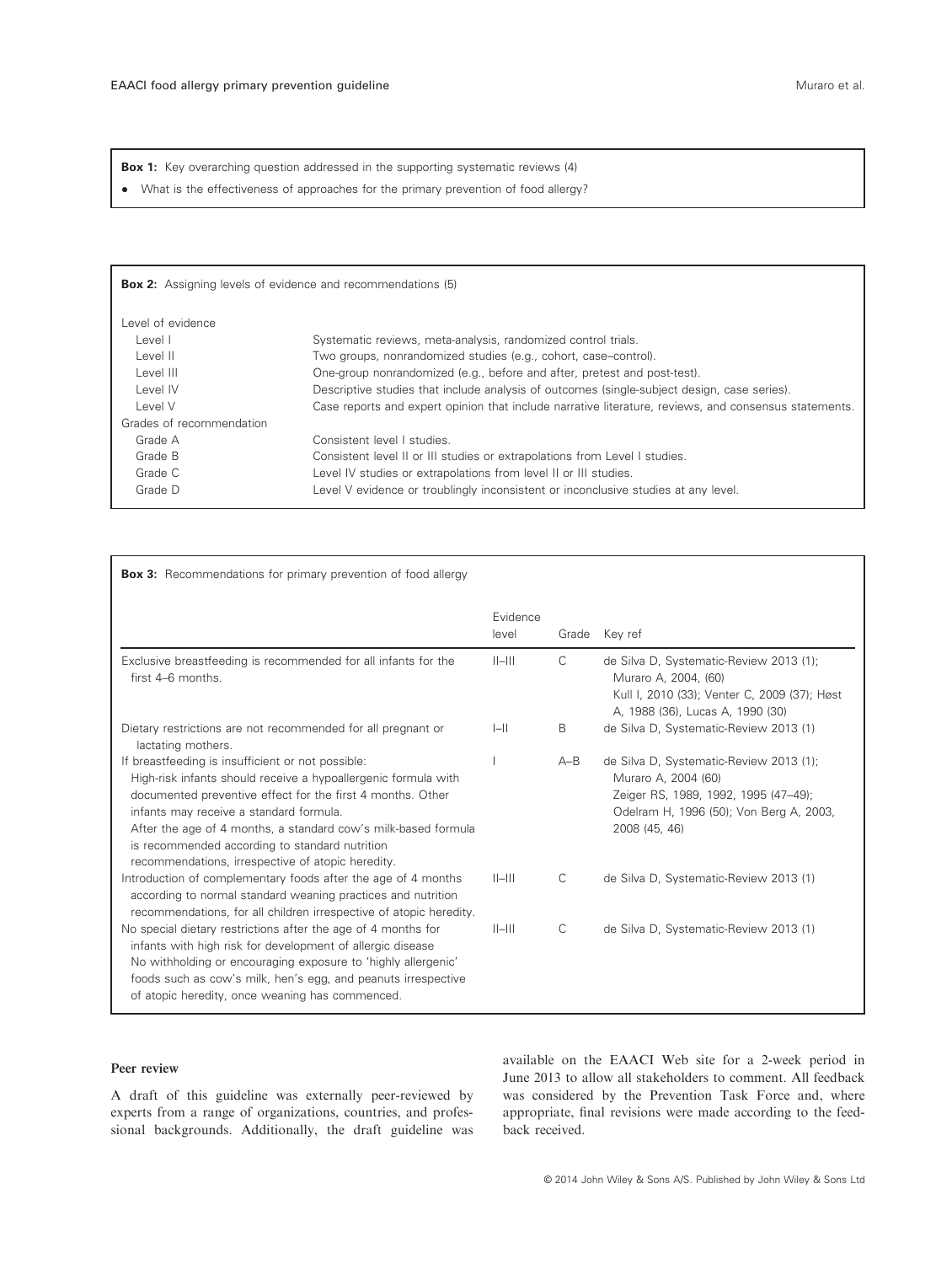**Box 1:** Key overarching question addressed in the supporting systematic reviews (4)

- What is the effectiveness of approaches for the primary prevention of food allergy?

**Box 2:** Assigning levels of evidence and recommendations (5)

| | |
|---|---|
| Level of evidence | |
| Level I | Systematic reviews, meta-analysis, randomized control trials. |
| Level II | Two groups, nonrandomized studies (e.g., cohort, case–control). |
| Level III | One-group nonrandomized (e.g., before and after, pretest and post-test). |
| Level IV | Descriptive studies that include analysis of outcomes (single-subject design, case series). |
| Level V | Case reports and expert opinion that include narrative literature, reviews, and consensus statements. |
| Grades of recommendation | |
| Grade A | Consistent level I studies. |
| Grade B | Consistent level II or III studies or extrapolations from Level I studies. |
| Grade C | Level IV studies or extrapolations from level II or III studies. |
| Grade D | Level V evidence or troublingly inconsistent or inconclusive studies at any level. |

**Box 3:** Recommendations for primary prevention of food allergy

| | Evidence level | Grade | Key ref |
|---|---|---|---|
| Exclusive breastfeeding is recommended for all infants for the first 4–6 months. | II–III | C | de Silva D, Systematic-Review 2013 (1); Muraro A, 2004, (60) Kull I, 2010 (33); Venter C, 2009 (37); Høst A, 1988 (36), Lucas A, 1990 (30) |
| Dietary restrictions are not recommended for all pregnant or lactating mothers. | I–II | B | de Silva D, Systematic-Review 2013 (1) |
| If breastfeeding is insufficient or not possible: High-risk infants should receive a hypoallergenic formula with documented preventive effect for the first 4 months. Other infants may receive a standard formula. After the age of 4 months, a standard cow's milk-based formula is recommended according to standard nutrition recommendations, irrespective of atopic heredity. | I | A–B | de Silva D, Systematic-Review 2013 (1); Muraro A, 2004 (60) Zeiger RS, 1989, 1992, 1995 (47–49); Odelram H, 1996 (50); Von Berg A, 2003, 2008 (45, 46) |
| Introduction of complementary foods after the age of 4 months according to normal standard weaning practices and nutrition recommendations, for all children irrespective of atopic heredity. | II–III | C | de Silva D, Systematic-Review 2013 (1) |
| No special dietary restrictions after the age of 4 months for infants with high risk for development of allergic disease No withholding or encouraging exposure to 'highly allergenic' foods such as cow's milk, hen's egg, and peanuts irrespective of atopic heredity, once weaning has commenced. | II–III | C | de Silva D, Systematic-Review 2013 (1) |

#### Peer review

A draft of this guideline was externally peer-reviewed by experts from a range of organizations, countries, and professional backgrounds. Additionally, the draft guideline was available on the EAACI Web site for a 2-week period in June 2013 to allow all stakeholders to comment. All feedback was considered by the Prevention Task Force and, where appropriate, final revisions were made according to the feedback received.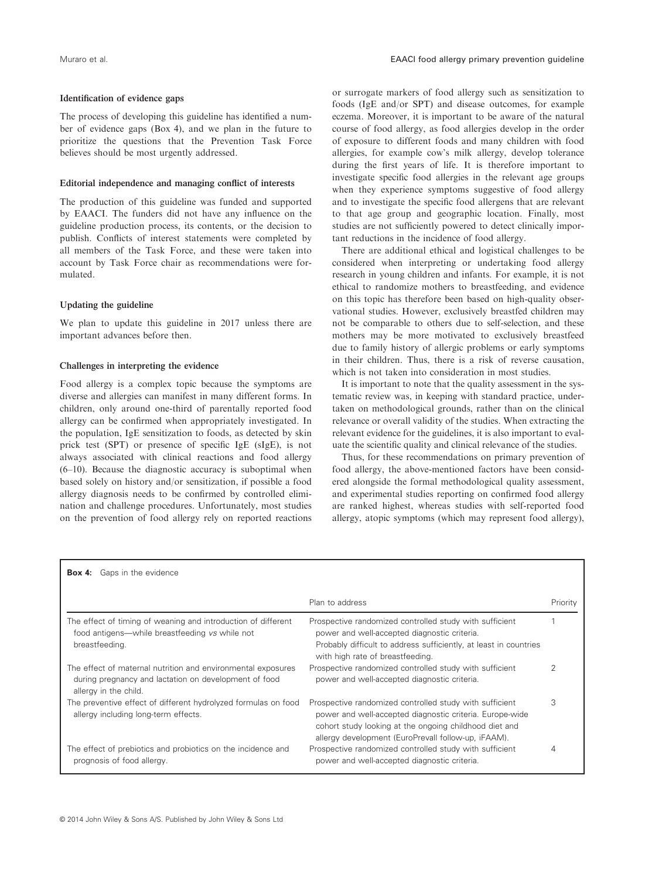### Identification of evidence gaps

The process of developing this guideline has identified a number of evidence gaps (Box 4), and we plan in the future to prioritize the questions that the Prevention Task Force believes should be most urgently addressed.

### Editorial independence and managing conflict of interests

The production of this guideline was funded and supported by EAACI. The funders did not have any influence on the guideline production process, its contents, or the decision to publish. Conflicts of interest statements were completed by all members of the Task Force, and these were taken into account by Task Force chair as recommendations were formulated.

### Updating the guideline

We plan to update this guideline in 2017 unless there are important advances before then.

### Challenges in interpreting the evidence

Food allergy is a complex topic because the symptoms are diverse and allergies can manifest in many different forms. In children, only around one-third of parentally reported food allergy can be confirmed when appropriately investigated. In the population, IgE sensitization to foods, as detected by skin prick test (SPT) or presence of specific IgE (sIgE), is not always associated with clinical reactions and food allergy (6–10). Because the diagnostic accuracy is suboptimal when based solely on history and/or sensitization, if possible a food allergy diagnosis needs to be confirmed by controlled elimination and challenge procedures. Unfortunately, most studies on the prevention of food allergy rely on reported reactions or surrogate markers of food allergy such as sensitization to foods (IgE and/or SPT) and disease outcomes, for example eczema. Moreover, it is important to be aware of the natural course of food allergy, as food allergies develop in the order of exposure to different foods and many children with food allergies, for example cow's milk allergy, develop tolerance during the first years of life. It is therefore important to investigate specific food allergies in the relevant age groups when they experience symptoms suggestive of food allergy and to investigate the specific food allergens that are relevant to that age group and geographic location. Finally, most studies are not sufficiently powered to detect clinically important reductions in the incidence of food allergy.

There are additional ethical and logistical challenges to be considered when interpreting or undertaking food allergy research in young children and infants. For example, it is not ethical to randomize mothers to breastfeeding, and evidence on this topic has therefore been based on high-quality observational studies. However, exclusively breastfed children may not be comparable to others due to self-selection, and these mothers may be more motivated to exclusively breastfeed due to family history of allergic problems or early symptoms in their children. Thus, there is a risk of reverse causation, which is not taken into consideration in most studies.

It is important to note that the quality assessment in the systematic review was, in keeping with standard practice, undertaken on methodological grounds, rather than on the clinical relevance or overall validity of the studies. When extracting the relevant evidence for the guidelines, it is also important to evaluate the scientific quality and clinical relevance of the studies.

Thus, for these recommendations on primary prevention of food allergy, the above-mentioned factors have been considered alongside the formal methodological quality assessment, and experimental studies reporting on confirmed food allergy are ranked highest, whereas studies with self-reported food allergy, atopic symptoms (which may represent food allergy),

**Box 4:** Gaps in the evidence

| | Plan to address | Priority |
|---|---|---|
| The effect of timing of weaning and introduction of different food antigens—while breastfeeding *vs* while not breastfeeding. | Prospective randomized controlled study with sufficient power and well-accepted diagnostic criteria. Probably difficult to address sufficiently, at least in countries with high rate of breastfeeding. | 1 |
| The effect of maternal nutrition and environmental exposures during pregnancy and lactation on development of food allergy in the child. | Prospective randomized controlled study with sufficient power and well-accepted diagnostic criteria. | 2 |
| The preventive effect of different hydrolyzed formulas on food allergy including long-term effects. | Prospective randomized controlled study with sufficient power and well-accepted diagnostic criteria. Europe-wide cohort study looking at the ongoing childhood diet and allergy development (EuroPrevall follow-up, iFAAM). | 3 |
| The effect of prebiotics and probiotics on the incidence and prognosis of food allergy. | Prospective randomized controlled study with sufficient power and well-accepted diagnostic criteria. | 4 |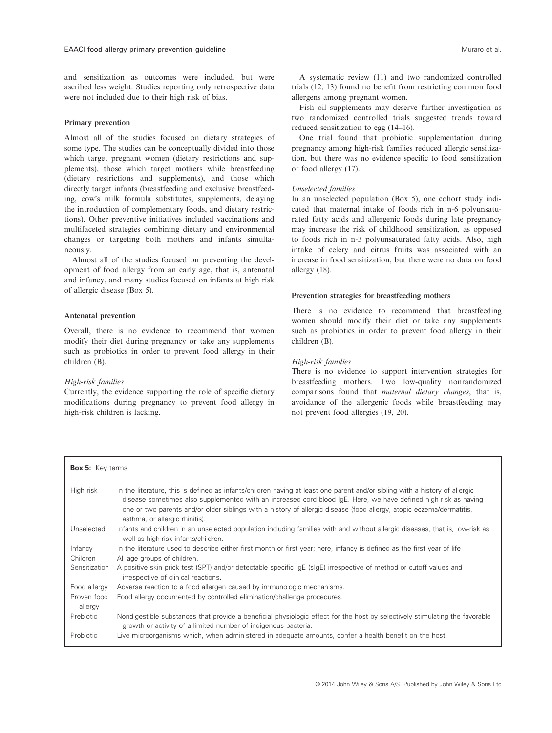and sensitization as outcomes were included, but were ascribed less weight. Studies reporting only retrospective data were not included due to their high risk of bias.

### Primary prevention

Almost all of the studies focused on dietary strategies of some type. The studies can be conceptually divided into those which target pregnant women (dietary restrictions and supplements), those which target mothers while breastfeeding (dietary restrictions and supplements), and those which directly target infants (breastfeeding and exclusive breastfeeding, cow's milk formula substitutes, supplements, delaying the introduction of complementary foods, and dietary restrictions). Other preventive initiatives included vaccinations and multifaceted strategies combining dietary and environmental changes or targeting both mothers and infants simultaneously.

Almost all of the studies focused on preventing the development of food allergy from an early age, that is, antenatal and infancy, and many studies focused on infants at high risk of allergic disease (Box 5).

### Antenatal prevention

Overall, there is no evidence to recommend that women modify their diet during pregnancy or take any supplements such as probiotics in order to prevent food allergy in their children (B).

*High-risk families*

Currently, the evidence supporting the role of specific dietary modifications during pregnancy to prevent food allergy in high-risk children is lacking.

A systematic review (11) and two randomized controlled trials (12, 13) found no benefit from restricting common food allergens among pregnant women.

Fish oil supplements may deserve further investigation as two randomized controlled trials suggested trends toward reduced sensitization to egg (14–16).

One trial found that probiotic supplementation during pregnancy among high-risk families reduced allergic sensitization, but there was no evidence specific to food sensitization or food allergy (17).

*Unselected families*

In an unselected population (Box 5), one cohort study indicated that maternal intake of foods rich in n-6 polyunsaturated fatty acids and allergenic foods during late pregnancy may increase the risk of childhood sensitization, as opposed to foods rich in n-3 polyunsaturated fatty acids. Also, high intake of celery and citrus fruits was associated with an increase in food sensitization, but there were no data on food allergy (18).

### Prevention strategies for breastfeeding mothers

There is no evidence to recommend that breastfeeding women should modify their diet or take any supplements such as probiotics in order to prevent food allergy in their children (B).

*High-risk families*

There is no evidence to support intervention strategies for breastfeeding mothers. Two low-quality nonrandomized comparisons found that *maternal dietary changes*, that is, avoidance of the allergenic foods while breastfeeding may not prevent food allergies (19, 20).

**Box 5:** Key terms

| Term | Definition |
| --- | --- |
| High risk | In the literature, this is defined as infants/children having at least one parent and/or sibling with a history of allergic disease sometimes also supplemented with an increased cord blood IgE. Here, we have defined high risk as having one or two parents and/or older siblings with a history of allergic disease (food allergy, atopic eczema/dermatitis, asthma, or allergic rhinitis). |
| Unselected | Infants and children in an unselected population including families with and without allergic diseases, that is, low-risk as well as high-risk infants/children. |
| Infancy | In the literature used to describe either first month or first year; here, infancy is defined as the first year of life |
| Children | All age groups of children. |
| Sensitization | A positive skin prick test (SPT) and/or detectable specific IgE (sIgE) irrespective of method or cutoff values and irrespective of clinical reactions. |
| Food allergy | Adverse reaction to a food allergen caused by immunologic mechanisms. |
| Proven food allergy | Food allergy documented by controlled elimination/challenge procedures. |
| Prebiotic | Nondigestible substances that provide a beneficial physiologic effect for the host by selectively stimulating the favorable growth or activity of a limited number of indigenous bacteria. |
| Probiotic | Live microorganisms which, when administered in adequate amounts, confer a health benefit on the host. |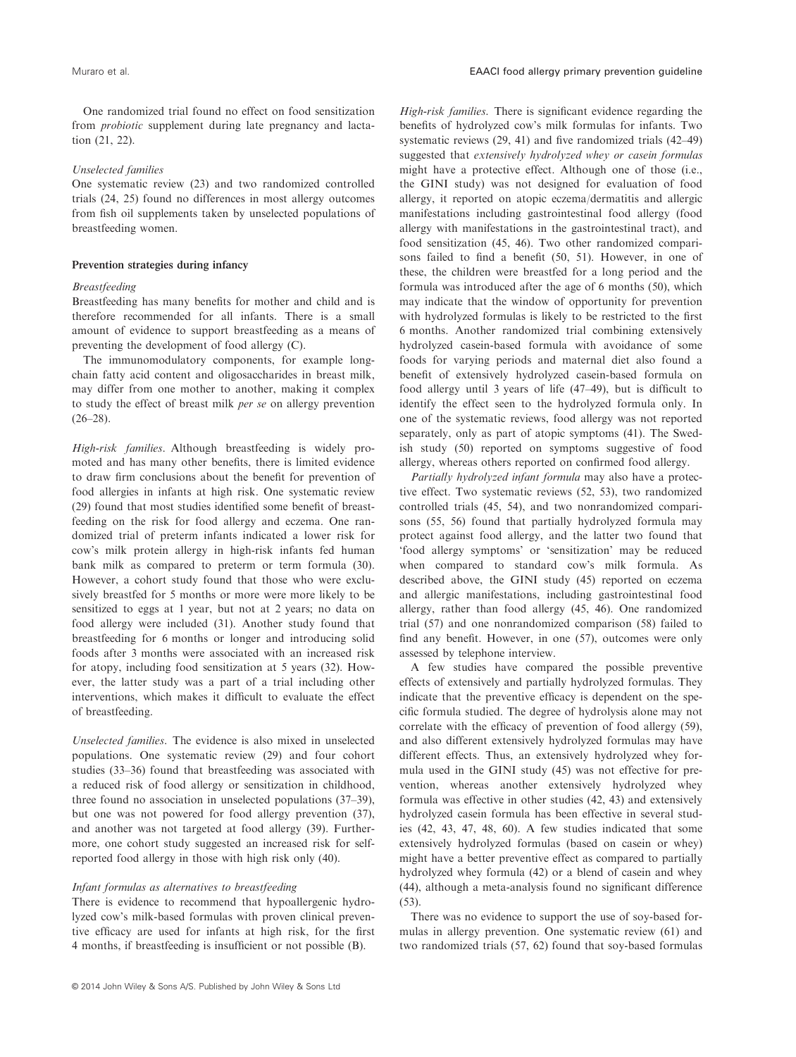One randomized trial found no effect on food sensitization from *probiotic* supplement during late pregnancy and lactation (21, 22).

*Unselected families*

One systematic review (23) and two randomized controlled trials (24, 25) found no differences in most allergy outcomes from fish oil supplements taken by unselected populations of breastfeeding women.

### Prevention strategies during infancy

*Breastfeeding*

Breastfeeding has many benefits for mother and child and is therefore recommended for all infants. There is a small amount of evidence to support breastfeeding as a means of preventing the development of food allergy (C).

The immunomodulatory components, for example long-chain fatty acid content and oligosaccharides in breast milk, may differ from one mother to another, making it complex to study the effect of breast milk *per se* on allergy prevention (26–28).

*High-risk families*. Although breastfeeding is widely promoted and has many other benefits, there is limited evidence to draw firm conclusions about the benefit for prevention of food allergies in infants at high risk. One systematic review (29) found that most studies identified some benefit of breastfeeding on the risk for food allergy and eczema. One randomized trial of preterm infants indicated a lower risk for cow's milk protein allergy in high-risk infants fed human bank milk as compared to preterm or term formula (30). However, a cohort study found that those who were exclusively breastfed for 5 months or more were more likely to be sensitized to eggs at 1 year, but not at 2 years; no data on food allergy were included (31). Another study found that breastfeeding for 6 months or longer and introducing solid foods after 3 months were associated with an increased risk for atopy, including food sensitization at 5 years (32). However, the latter study was a part of a trial including other interventions, which makes it difficult to evaluate the effect of breastfeeding.

*Unselected families*. The evidence is also mixed in unselected populations. One systematic review (29) and four cohort studies (33–36) found that breastfeeding was associated with a reduced risk of food allergy or sensitization in childhood, three found no association in unselected populations (37–39), but one was not powered for food allergy prevention (37), and another was not targeted at food allergy (39). Furthermore, one cohort study suggested an increased risk for self-reported food allergy in those with high risk only (40).

*Infant formulas as alternatives to breastfeeding*

There is evidence to recommend that hypoallergenic hydrolyzed cow's milk-based formulas with proven clinical preventive efficacy are used for infants at high risk, for the first 4 months, if breastfeeding is insufficient or not possible (B).

*High-risk families*. There is significant evidence regarding the benefits of hydrolyzed cow's milk formulas for infants. Two systematic reviews (29, 41) and five randomized trials (42–49) suggested that *extensively hydrolyzed whey or casein formulas* might have a protective effect. Although one of those (i.e., the GINI study) was not designed for evaluation of food allergy, it reported on atopic eczema/dermatitis and allergic manifestations including gastrointestinal food allergy (food allergy with manifestations in the gastrointestinal tract), and food sensitization (45, 46). Two other randomized comparisons failed to find a benefit (50, 51). However, in one of these, the children were breastfed for a long period and the formula was introduced after the age of 6 months (50), which may indicate that the window of opportunity for prevention with hydrolyzed formulas is likely to be restricted to the first 6 months. Another randomized trial combining extensively hydrolyzed casein-based formula with avoidance of some foods for varying periods and maternal diet also found a benefit of extensively hydrolyzed casein-based formula on food allergy until 3 years of life (47–49), but is difficult to identify the effect seen to the hydrolyzed formula only. In one of the systematic reviews, food allergy was not reported separately, only as part of atopic symptoms (41). The Swedish study (50) reported on symptoms suggestive of food allergy, whereas others reported on confirmed food allergy.

*Partially hydrolyzed infant formula* may also have a protective effect. Two systematic reviews (52, 53), two randomized controlled trials (45, 54), and two nonrandomized comparisons (55, 56) found that partially hydrolyzed formula may protect against food allergy, and the latter two found that 'food allergy symptoms' or 'sensitization' may be reduced when compared to standard cow's milk formula. As described above, the GINI study (45) reported on eczema and allergic manifestations, including gastrointestinal food allergy, rather than food allergy (45, 46). One randomized trial (57) and one nonrandomized comparison (58) failed to find any benefit. However, in one (57), outcomes were only assessed by telephone interview.

A few studies have compared the possible preventive effects of extensively and partially hydrolyzed formulas. They indicate that the preventive efficacy is dependent on the specific formula studied. The degree of hydrolysis alone may not correlate with the efficacy of prevention of food allergy (59), and also different extensively hydrolyzed formulas may have different effects. Thus, an extensively hydrolyzed whey formula used in the GINI study (45) was not effective for prevention, whereas another extensively hydrolyzed whey formula was effective in other studies (42, 43) and extensively hydrolyzed casein formula has been effective in several studies (42, 43, 47, 48, 60). A few studies indicated that some extensively hydrolyzed formulas (based on casein or whey) might have a better preventive effect as compared to partially hydrolyzed whey formula (42) or a blend of casein and whey (44), although a meta-analysis found no significant difference (53).

There was no evidence to support the use of soy-based formulas in allergy prevention. One systematic review (61) and two randomized trials (57, 62) found that soy-based formulas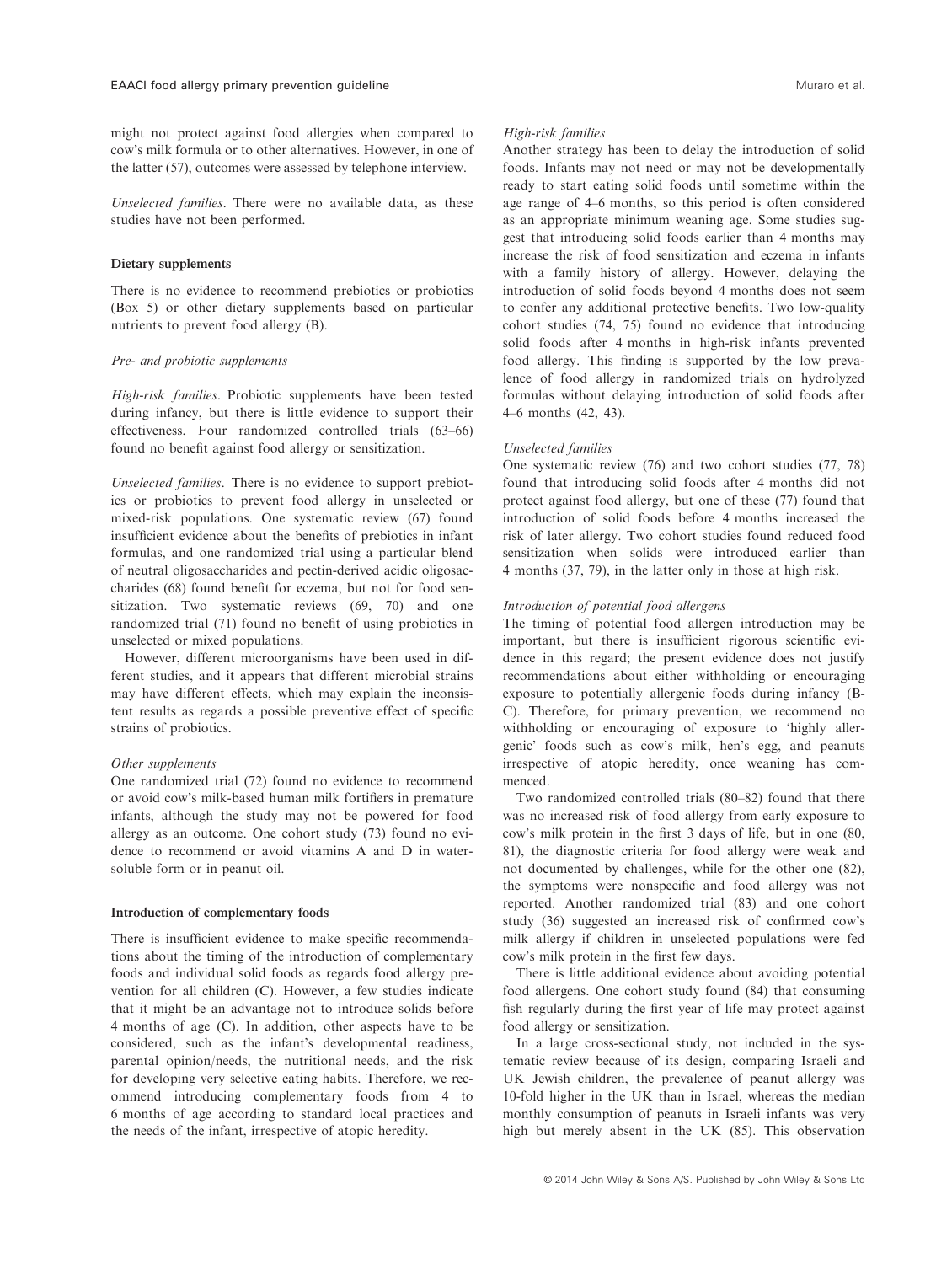might not protect against food allergies when compared to cow's milk formula or to other alternatives. However, in one of the latter (57), outcomes were assessed by telephone interview.

*Unselected families*. There were no available data, as these studies have not been performed.

### Dietary supplements

There is no evidence to recommend prebiotics or probiotics (Box 5) or other dietary supplements based on particular nutrients to prevent food allergy (B).

#### *Pre- and probiotic supplements*

*High-risk families*. Probiotic supplements have been tested during infancy, but there is little evidence to support their effectiveness. Four randomized controlled trials (63–66) found no benefit against food allergy or sensitization.

*Unselected families*. There is no evidence to support prebiotics or probiotics to prevent food allergy in unselected or mixed-risk populations. One systematic review (67) found insufficient evidence about the benefits of prebiotics in infant formulas, and one randomized trial using a particular blend of neutral oligosaccharides and pectin-derived acidic oligosaccharides (68) found benefit for eczema, but not for food sensitization. Two systematic reviews (69, 70) and one randomized trial (71) found no benefit of using probiotics in unselected or mixed populations.

However, different microorganisms have been used in different studies, and it appears that different microbial strains may have different effects, which may explain the inconsistent results as regards a possible preventive effect of specific strains of probiotics.

#### *Other supplements*

One randomized trial (72) found no evidence to recommend or avoid cow's milk-based human milk fortifiers in premature infants, although the study may not be powered for food allergy as an outcome. One cohort study (73) found no evidence to recommend or avoid vitamins A and D in water-soluble form or in peanut oil.

### Introduction of complementary foods

There is insufficient evidence to make specific recommendations about the timing of the introduction of complementary foods and individual solid foods as regards food allergy prevention for all children (C). However, a few studies indicate that it might be an advantage not to introduce solids before 4 months of age (C). In addition, other aspects have to be considered, such as the infant's developmental readiness, parental opinion/needs, the nutritional needs, and the risk for developing very selective eating habits. Therefore, we recommend introducing complementary foods from 4 to 6 months of age according to standard local practices and the needs of the infant, irrespective of atopic heredity.

#### *High-risk families*

Another strategy has been to delay the introduction of solid foods. Infants may not need or may not be developmentally ready to start eating solid foods until sometime within the age range of 4–6 months, so this period is often considered as an appropriate minimum weaning age. Some studies suggest that introducing solid foods earlier than 4 months may increase the risk of food sensitization and eczema in infants with a family history of allergy. However, delaying the introduction of solid foods beyond 4 months does not seem to confer any additional protective benefits. Two low-quality cohort studies (74, 75) found no evidence that introducing solid foods after 4 months in high-risk infants prevented food allergy. This finding is supported by the low prevalence of food allergy in randomized trials on hydrolyzed formulas without delaying introduction of solid foods after 4–6 months (42, 43).

#### *Unselected families*

One systematic review (76) and two cohort studies (77, 78) found that introducing solid foods after 4 months did not protect against food allergy, but one of these (77) found that introduction of solid foods before 4 months increased the risk of later allergy. Two cohort studies found reduced food sensitization when solids were introduced earlier than 4 months (37, 79), in the latter only in those at high risk.

#### *Introduction of potential food allergens*

The timing of potential food allergen introduction may be important, but there is insufficient rigorous scientific evidence in this regard; the present evidence does not justify recommendations about either withholding or encouraging exposure to potentially allergenic foods during infancy (B-C). Therefore, for primary prevention, we recommend no withholding or encouraging of exposure to 'highly allergenic' foods such as cow's milk, hen's egg, and peanuts irrespective of atopic heredity, once weaning has commenced.

Two randomized controlled trials (80–82) found that there was no increased risk of food allergy from early exposure to cow's milk protein in the first 3 days of life, but in one (80, 81), the diagnostic criteria for food allergy were weak and not documented by challenges, while for the other one (82), the symptoms were nonspecific and food allergy was not reported. Another randomized trial (83) and one cohort study (36) suggested an increased risk of confirmed cow's milk allergy if children in unselected populations were fed cow's milk protein in the first few days.

There is little additional evidence about avoiding potential food allergens. One cohort study found (84) that consuming fish regularly during the first year of life may protect against food allergy or sensitization.

In a large cross-sectional study, not included in the systematic review because of its design, comparing Israeli and UK Jewish children, the prevalence of peanut allergy was 10-fold higher in the UK than in Israel, whereas the median monthly consumption of peanuts in Israeli infants was very high but merely absent in the UK (85). This observation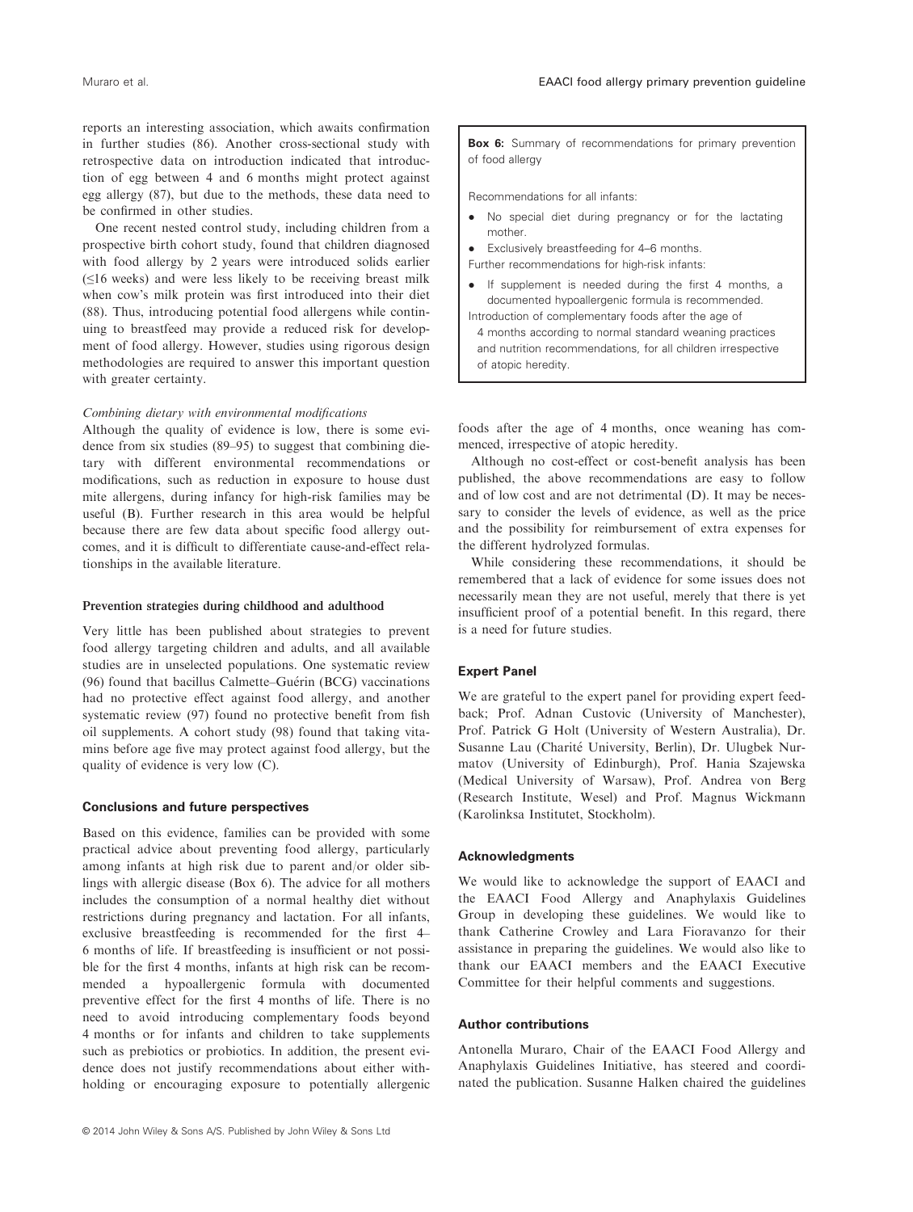reports an interesting association, which awaits confirmation in further studies (86). Another cross-sectional study with retrospective data on introduction indicated that introduction of egg between 4 and 6 months might protect against egg allergy (87), but due to the methods, these data need to be confirmed in other studies.

One recent nested control study, including children from a prospective birth cohort study, found that children diagnosed with food allergy by 2 years were introduced solids earlier (≤16 weeks) and were less likely to be receiving breast milk when cow's milk protein was first introduced into their diet (88). Thus, introducing potential food allergens while continuing to breastfeed may provide a reduced risk for development of food allergy. However, studies using rigorous design methodologies are required to answer this important question with greater certainty.

*Combining dietary with environmental modifications*

Although the quality of evidence is low, there is some evidence from six studies (89–95) to suggest that combining dietary with different environmental recommendations or modifications, such as reduction in exposure to house dust mite allergens, during infancy for high-risk families may be useful (B). Further research in this area would be helpful because there are few data about specific food allergy outcomes, and it is difficult to differentiate cause-and-effect relationships in the available literature.

#### Prevention strategies during childhood and adulthood

Very little has been published about strategies to prevent food allergy targeting children and adults, and all available studies are in unselected populations. One systematic review (96) found that bacillus Calmette–Guérin (BCG) vaccinations had no protective effect against food allergy, and another systematic review (97) found no protective benefit from fish oil supplements. A cohort study (98) found that taking vitamins before age five may protect against food allergy, but the quality of evidence is very low (C).

### Conclusions and future perspectives

Based on this evidence, families can be provided with some practical advice about preventing food allergy, particularly among infants at high risk due to parent and/or older siblings with allergic disease (Box 6). The advice for all mothers includes the consumption of a normal healthy diet without restrictions during pregnancy and lactation. For all infants, exclusive breastfeeding is recommended for the first 4–6 months of life. If breastfeeding is insufficient or not possible for the first 4 months, infants at high risk can be recommended a hypoallergenic formula with documented preventive effect for the first 4 months of life. There is no need to avoid introducing complementary foods beyond 4 months or for infants and children to take supplements such as prebiotics or probiotics. In addition, the present evidence does not justify recommendations about either withholding or encouraging exposure to potentially allergenic foods after the age of 4 months, once weaning has commenced, irrespective of atopic heredity.

> **Box 6:** Summary of recommendations for primary prevention of food allergy
>
> Recommendations for all infants:
>
> - No special diet during pregnancy or for the lactating mother.
> - Exclusively breastfeeding for 4–6 months.
>
> Further recommendations for high-risk infants:
>
> - If supplement is needed during the first 4 months, a documented hypoallergenic formula is recommended.
>
> Introduction of complementary foods after the age of 4 months according to normal standard weaning practices and nutrition recommendations, for all children irrespective of atopic heredity.

Although no cost-effect or cost-benefit analysis has been published, the above recommendations are easy to follow and of low cost and are not detrimental (D). It may be necessary to consider the levels of evidence, as well as the price and the possibility for reimbursement of extra expenses for the different hydrolyzed formulas.

While considering these recommendations, it should be remembered that a lack of evidence for some issues does not necessarily mean they are not useful, merely that there is yet insufficient proof of a potential benefit. In this regard, there is a need for future studies.

### Expert Panel

We are grateful to the expert panel for providing expert feedback; Prof. Adnan Custovic (University of Manchester), Prof. Patrick G Holt (University of Western Australia), Dr. Susanne Lau (Charité University, Berlin), Dr. Ulugbek Nurmatov (University of Edinburgh), Prof. Hania Szajewska (Medical University of Warsaw), Prof. Andrea von Berg (Research Institute, Wesel) and Prof. Magnus Wickmann (Karolinksa Institutet, Stockholm).

### Acknowledgments

We would like to acknowledge the support of EAACI and the EAACI Food Allergy and Anaphylaxis Guidelines Group in developing these guidelines. We would like to thank Catherine Crowley and Lara Fioravanzo for their assistance in preparing the guidelines. We would also like to thank our EAACI members and the EAACI Executive Committee for their helpful comments and suggestions.

### Author contributions

Antonella Muraro, Chair of the EAACI Food Allergy and Anaphylaxis Guidelines Initiative, has steered and coordinated the publication. Susanne Halken chaired the guidelines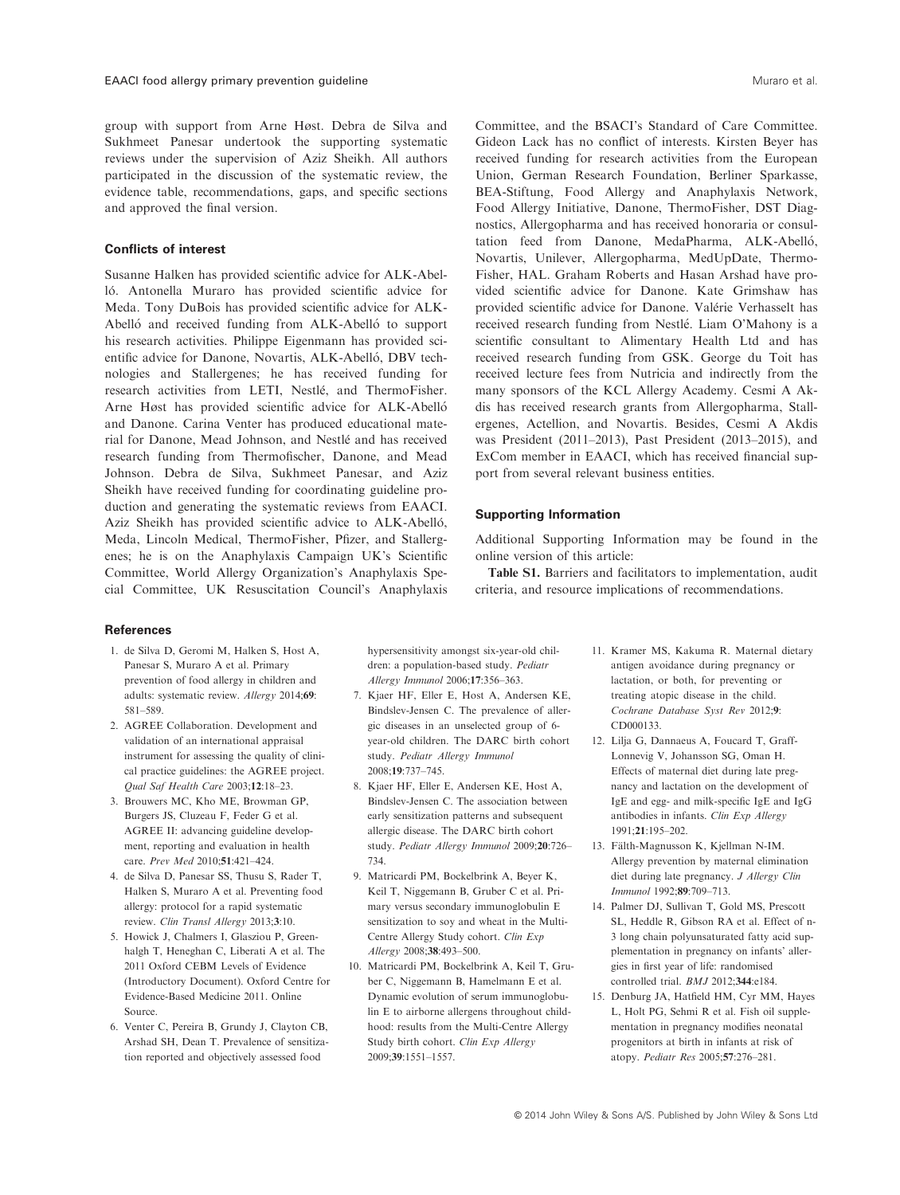group with support from Arne Høst. Debra de Silva and Sukhmeet Panesar undertook the supporting systematic reviews under the supervision of Aziz Sheikh. All authors participated in the discussion of the systematic review, the evidence table, recommendations, gaps, and specific sections and approved the final version.

### Conflicts of interest

Susanne Halken has provided scientific advice for ALK-Abelló. Antonella Muraro has provided scientific advice for Meda. Tony DuBois has provided scientific advice for ALK-Abelló and received funding from ALK-Abelló to support his research activities. Philippe Eigenmann has provided scientific advice for Danone, Novartis, ALK-Abelló, DBV technologies and Stallergenes; he has received funding for research activities from LETI, Nestlé, and ThermoFisher. Arne Høst has provided scientific advice for ALK-Abelló and Danone. Carina Venter has produced educational material for Danone, Mead Johnson, and Nestlé and has received research funding from Thermofischer, Danone, and Mead Johnson. Debra de Silva, Sukhmeet Panesar, and Aziz Sheikh have received funding for coordinating guideline production and generating the systematic reviews from EAACI. Aziz Sheikh has provided scientific advice to ALK-Abelló, Meda, Lincoln Medical, ThermoFisher, Pfizer, and Stallergenes; he is on the Anaphylaxis Campaign UK's Scientific Committee, World Allergy Organization's Anaphylaxis Special Committee, UK Resuscitation Council's Anaphylaxis Committee, and the BSACI's Standard of Care Committee. Gideon Lack has no conflict of interests. Kirsten Beyer has received funding for research activities from the European Union, German Research Foundation, Berliner Sparkasse, BEA-Stiftung, Food Allergy and Anaphylaxis Network, Food Allergy Initiative, Danone, ThermoFisher, DST Diagnostics, Allergopharma and has received honoraria or consultation feed from Danone, MedaPharma, ALK-Abelló, Novartis, Unilever, Allergopharma, MedUpDate, ThermoFisher, HAL. Graham Roberts and Hasan Arshad have provided scientific advice for Danone. Kate Grimshaw has provided scientific advice for Danone. Valérie Verhasselt has received research funding from Nestlé. Liam O'Mahony is a scientific consultant to Alimentary Health Ltd and has received research funding from GSK. George du Toit has received lecture fees from Nutricia and indirectly from the many sponsors of the KCL Allergy Academy. Cesmi A Akdis has received research grants from Allergopharma, Stallergenes, Actellion, and Novartis. Besides, Cesmi A Akdis was President (2011–2013), Past President (2013–2015), and ExCom member in EAACI, which has received financial support from several relevant business entities.

### Supporting Information

Additional Supporting Information may be found in the online version of this article:

**Table S1.** Barriers and facilitators to implementation, audit criteria, and resource implications of recommendations.

### References

1. de Silva D, Geromi M, Halken S, Host A, Panesar S, Muraro A et al. Primary prevention of food allergy in children and adults: systematic review. *Allergy* 2014;**69**: 581–589.
2. AGREE Collaboration. Development and validation of an international appraisal instrument for assessing the quality of clinical practice guidelines: the AGREE project. *Qual Saf Health Care* 2003;**12**:18–23.
3. Brouwers MC, Kho ME, Browman GP, Burgers JS, Cluzeau F, Feder G et al. AGREE II: advancing guideline development, reporting and evaluation in health care. *Prev Med* 2010;**51**:421–424.
4. de Silva D, Panesar SS, Thusu S, Rader T, Halken S, Muraro A et al. Preventing food allergy: protocol for a rapid systematic review. *Clin Transl Allergy* 2013;**3**:10.
5. Howick J, Chalmers I, Glasziou P, Greenhalgh T, Heneghan C, Liberati A et al. The 2011 Oxford CEBM Levels of Evidence (Introductory Document). Oxford Centre for Evidence-Based Medicine 2011. Online Source.
6. Venter C, Pereira B, Grundy J, Clayton CB, Arshad SH, Dean T. Prevalence of sensitization reported and objectively assessed food hypersensitivity amongst six-year-old children: a population-based study. *Pediatr Allergy Immunol* 2006;**17**:356–363.
7. Kjaer HF, Eller E, Host A, Andersen KE, Bindslev-Jensen C. The prevalence of allergic diseases in an unselected group of 6-year-old children. The DARC birth cohort study. *Pediatr Allergy Immunol* 2008;**19**:737–745.
8. Kjaer HF, Eller E, Andersen KE, Host A, Bindslev-Jensen C. The association between early sensitization patterns and subsequent allergic disease. The DARC birth cohort study. *Pediatr Allergy Immunol* 2009;**20**:726–734.
9. Matricardi PM, Bockelbrink A, Beyer K, Keil T, Niggemann B, Gruber C et al. Primary versus secondary immunoglobulin E sensitization to soy and wheat in the Multi-Centre Allergy Study cohort. *Clin Exp Allergy* 2008;**38**:493–500.
10. Matricardi PM, Bockelbrink A, Keil T, Gruber C, Niggemann B, Hamelmann E et al. Dynamic evolution of serum immunoglobulin E to airborne allergens throughout childhood: results from the Multi-Centre Allergy Study birth cohort. *Clin Exp Allergy* 2009;**39**:1551–1557.
11. Kramer MS, Kakuma R. Maternal dietary antigen avoidance during pregnancy or lactation, or both, for preventing or treating atopic disease in the child. *Cochrane Database Syst Rev* 2012;**9**: CD000133.
12. Lilja G, Dannaeus A, Foucard T, Graff-Lonnevig V, Johansson SG, Oman H. Effects of maternal diet during late pregnancy and lactation on the development of IgE and egg- and milk-specific IgE and IgG antibodies in infants. *Clin Exp Allergy* 1991;**21**:195–202.
13. Fälth-Magnusson K, Kjellman N-IM. Allergy prevention by maternal elimination diet during late pregnancy. *J Allergy Clin Immunol* 1992;**89**:709–713.
14. Palmer DJ, Sullivan T, Gold MS, Prescott SL, Heddle R, Gibson RA et al. Effect of n-3 long chain polyunsaturated fatty acid supplementation in pregnancy on infants' allergies in first year of life: randomised controlled trial. *BMJ* 2012;**344**:e184.
15. Denburg JA, Hatfield HM, Cyr MM, Hayes L, Holt PG, Sehmi R et al. Fish oil supplementation in pregnancy modifies neonatal progenitors at birth in infants at risk of atopy. *Pediatr Res* 2005;**57**:276–281.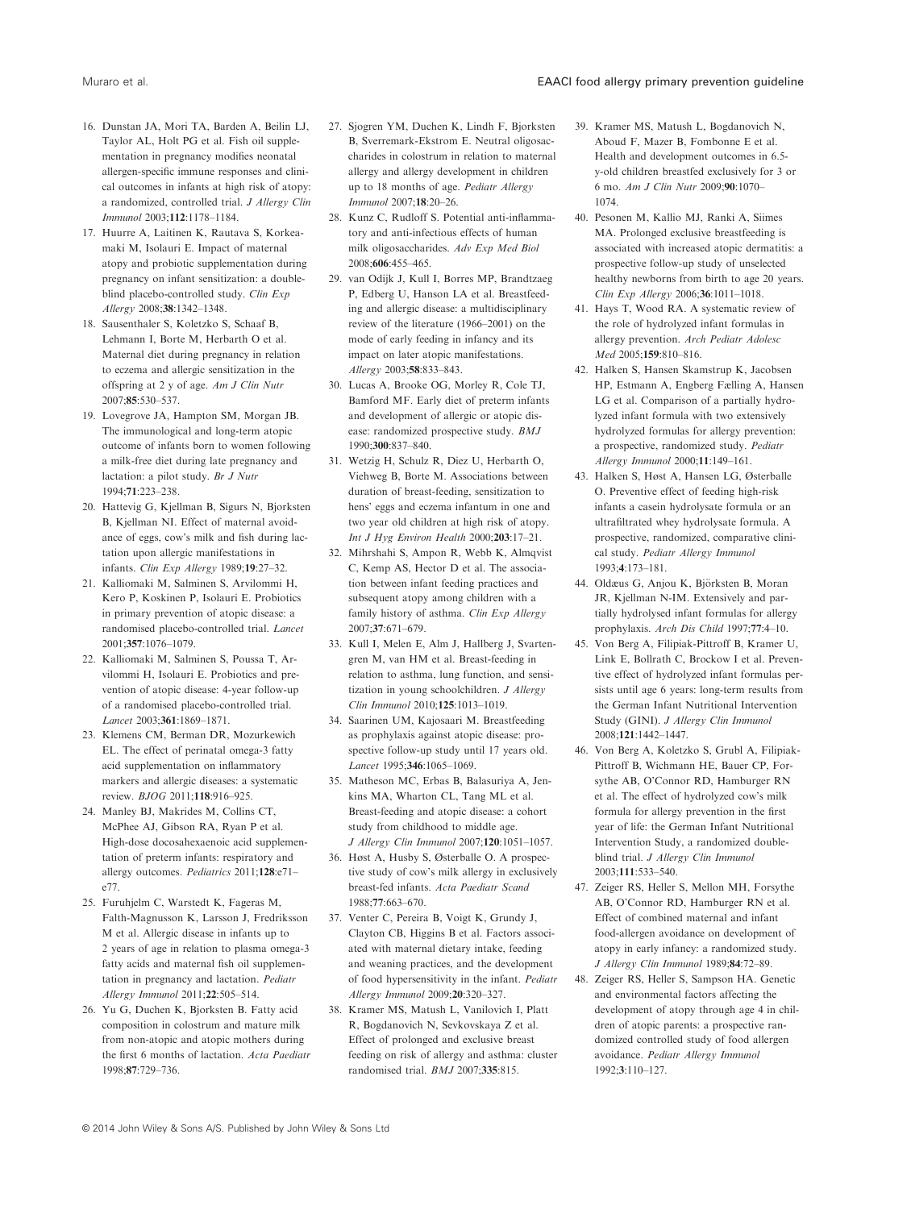16. Dunstan JA, Mori TA, Barden A, Beilin LJ, Taylor AL, Holt PG et al. Fish oil supplementation in pregnancy modifies neonatal allergen-specific immune responses and clinical outcomes in infants at high risk of atopy: a randomized, controlled trial. *J Allergy Clin Immunol* 2003;**112**:1178–1184.
17. Huurre A, Laitinen K, Rautava S, Korkeamaki M, Isolauri E. Impact of maternal atopy and probiotic supplementation during pregnancy on infant sensitization: a double-blind placebo-controlled study. *Clin Exp Allergy* 2008;**38**:1342–1348.
18. Sausenthaler S, Koletzko S, Schaaf B, Lehmann I, Borte M, Herbarth O et al. Maternal diet during pregnancy in relation to eczema and allergic sensitization in the offspring at 2 y of age. *Am J Clin Nutr* 2007;**85**:530–537.
19. Lovegrove JA, Hampton SM, Morgan JB. The immunological and long-term atopic outcome of infants born to women following a milk-free diet during late pregnancy and lactation: a pilot study. *Br J Nutr* 1994;**71**:223–238.
20. Hattevig G, Kjellman B, Sigurs N, Bjorksten B, Kjellman NI. Effect of maternal avoidance of eggs, cow's milk and fish during lactation upon allergic manifestations in infants. *Clin Exp Allergy* 1989;**19**:27–32.
21. Kalliomaki M, Salminen S, Arvilommi H, Kero P, Koskinen P, Isolauri E. Probiotics in primary prevention of atopic disease: a randomised placebo-controlled trial. *Lancet* 2001;**357**:1076–1079.
22. Kalliomaki M, Salminen S, Poussa T, Arvilommi H, Isolauri E. Probiotics and prevention of atopic disease: 4-year follow-up of a randomised placebo-controlled trial. *Lancet* 2003;**361**:1869–1871.
23. Klemens CM, Berman DR, Mozurkewich EL. The effect of perinatal omega-3 fatty acid supplementation on inflammatory markers and allergic diseases: a systematic review. *BJOG* 2011;**118**:916–925.
24. Manley BJ, Makrides M, Collins CT, McPhee AJ, Gibson RA, Ryan P et al. High-dose docosahexaenoic acid supplementation of preterm infants: respiratory and allergy outcomes. *Pediatrics* 2011;**128**:e71–e77.
25. Furuhjelm C, Warstedt K, Fageras M, Falth-Magnusson K, Larsson J, Fredriksson M et al. Allergic disease in infants up to 2 years of age in relation to plasma omega-3 fatty acids and maternal fish oil supplementation in pregnancy and lactation. *Pediatr Allergy Immunol* 2011;**22**:505–514.
26. Yu G, Duchen K, Bjorksten B. Fatty acid composition in colostrum and mature milk from non-atopic and atopic mothers during the first 6 months of lactation. *Acta Paediatr* 1998;**87**:729–736.
27. Sjogren YM, Duchen K, Lindh F, Bjorksten B, Sverremark-Ekstrom E. Neutral oligosaccharides in colostrum in relation to maternal allergy and allergy development in children up to 18 months of age. *Pediatr Allergy Immunol* 2007;**18**:20–26.
28. Kunz C, Rudloff S. Potential anti-inflammatory and anti-infectious effects of human milk oligosaccharides. *Adv Exp Med Biol* 2008;**606**:455–465.
29. van Odijk J, Kull I, Borres MP, Brandtzaeg P, Edberg U, Hanson LA et al. Breastfeeding and allergic disease: a multidisciplinary review of the literature (1966–2001) on the mode of early feeding in infancy and its impact on later atopic manifestations. *Allergy* 2003;**58**:833–843.
30. Lucas A, Brooke OG, Morley R, Cole TJ, Bamford MF. Early diet of preterm infants and development of allergic or atopic disease: randomized prospective study. *BMJ* 1990;**300**:837–840.
31. Wetzig H, Schulz R, Diez U, Herbarth O, Viehweg B, Borte M. Associations between duration of breast-feeding, sensitization to hens' eggs and eczema infantum in one and two year old children at high risk of atopy. *Int J Hyg Environ Health* 2000;**203**:17–21.
32. Mihrshahi S, Ampon R, Webb K, Almqvist C, Kemp AS, Hector D et al. The association between infant feeding practices and subsequent atopy among children with a family history of asthma. *Clin Exp Allergy* 2007;**37**:671–679.
33. Kull I, Melen E, Alm J, Hallberg J, Svartengren M, van Hage M et al. Breast-feeding in relation to asthma, lung function, and sensitization in young schoolchildren. *J Allergy Clin Immunol* 2010;**125**:1013–1019.
34. Saarinen UM, Kajosaari M. Breastfeeding as prophylaxis against atopic disease: prospective follow-up study until 17 years old. *Lancet* 1995;**346**:1065–1069.
35. Matheson MC, Erbas B, Balasuriya A, Jenkins MA, Wharton CL, Tang ML et al. Breast-feeding and atopic disease: a cohort study from childhood to middle age. *J Allergy Clin Immunol* 2007;**120**:1051–1057.
36. Høst A, Husby S, Østerballe O. A prospective study of cow's milk allergy in exclusively breast-fed infants. *Acta Paediatr Scand* 1988;**77**:663–670.
37. Venter C, Pereira B, Voigt K, Grundy J, Clayton CB, Higgins B et al. Factors associated with maternal dietary intake, feeding and weaning practices, and the development of food hypersensitivity in the infant. *Pediatr Allergy Immunol* 2009;**20**:320–327.
38. Kramer MS, Matush L, Vanilovich I, Platt R, Bogdanovich N, Sevkovskaya Z et al. Effect of prolonged and exclusive breast feeding on risk of allergy and asthma: cluster randomised trial. *BMJ* 2007;**335**:815.
39. Kramer MS, Matush L, Bogdanovich N, Aboud F, Mazer B, Fombonne E et al. Health and development outcomes in 6.5-y-old children breastfed exclusively for 3 or 6 mo. *Am J Clin Nutr* 2009;**90**:1070–1074.
40. Pesonen M, Kallio MJ, Ranki A, Siimes MA. Prolonged exclusive breastfeeding is associated with increased atopic dermatitis: a prospective follow-up study of unselected healthy newborns from birth to age 20 years. *Clin Exp Allergy* 2006;**36**:1011–1018.
41. Hays T, Wood RA. A systematic review of the role of hydrolyzed infant formulas in allergy prevention. *Arch Pediatr Adolesc Med* 2005;**159**:810–816.
42. Halken S, Hansen Skamstrup K, Jacobsen HP, Estmann A, Engberg Fælling A, Hansen LG et al. Comparison of a partially hydrolyzed infant formula with two extensively hydrolyzed formulas for allergy prevention: a prospective, randomized study. *Pediatr Allergy Immunol* 2000;**11**:149–161.
43. Halken S, Høst A, Hansen LG, Østerballe O. Preventive effect of feeding high-risk infants a casein hydrolysate formula or an ultrafiltrated whey hydrolysate formula. A prospective, randomized, comparative clinical study. *Pediatr Allergy Immunol* 1993;**4**:173–181.
44. Oldæus G, Anjou K, Björksten B, Moran JR, Kjellman N-IM. Extensively and partially hydrolysed infant formulas for allergy prophylaxis. *Arch Dis Child* 1997;**77**:4–10.
45. Von Berg A, Filipiak-Pittroff B, Kramer U, Link E, Bollrath C, Brockow I et al. Preventive effect of hydrolyzed infant formulas persists until age 6 years: long-term results from the German Infant Nutritional Intervention Study (GINI). *J Allergy Clin Immunol* 2008;**121**:1442–1447.
46. Von Berg A, Koletzko S, Grubl A, Filipiak-Pittroff B, Wichmann HE, Bauer CP, Forsythe AB, O'Connor RD, Hamburger RN et al. The effect of hydrolyzed cow's milk formula for allergy prevention in the first year of life: the German Infant Nutritional Intervention Study, a randomized double-blind trial. *J Allergy Clin Immunol* 2003;**111**:533–540.
47. Zeiger RS, Heller S, Mellon MH, Forsythe AB, O'Connor RD, Hamburger RN et al. Effect of combined maternal and infant food-allergen avoidance on development of atopy in early infancy: a randomized study. *J Allergy Clin Immunol* 1989;**84**:72–89.
48. Zeiger RS, Heller S, Sampson HA. Genetic and environmental factors affecting the development of atopy through age 4 in children of atopic parents: a prospective randomized controlled study of food allergen avoidance. *Pediatr Allergy Immunol* 1992;**3**:110–127.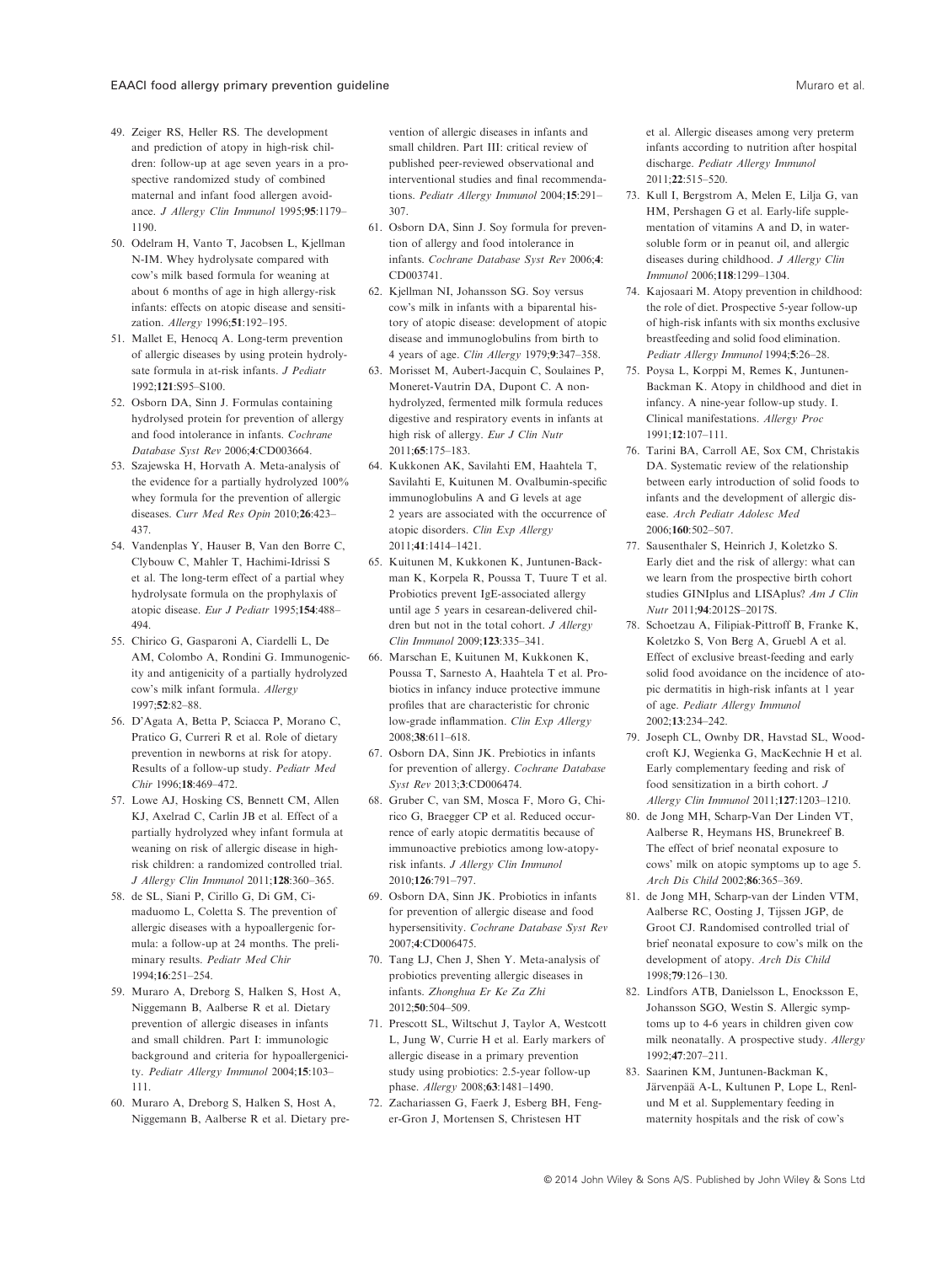49. Zeiger RS, Heller RS. The development and prediction of atopy in high-risk children: follow-up at age seven years in a prospective randomized study of combined maternal and infant food allergen avoidance. *J Allergy Clin Immunol* 1995;**95**:1179–1190.
50. Odelram H, Vanto T, Jacobsen L, Kjellman N-IM. Whey hydrolysate compared with cow's milk based formula for weaning at about 6 months of age in high allergy-risk infants: effects on atopic disease and sensitization. *Allergy* 1996;**51**:192–195.
51. Mallet E, Henocq A. Long-term prevention of allergic diseases by using protein hydrolysate formula in at-risk infants. *J Pediatr* 1992;**121**:S95–S100.
52. Osborn DA, Sinn J. Formulas containing hydrolysed protein for prevention of allergy and food intolerance in infants. *Cochrane Database Syst Rev* 2006;**4**:CD003664.
53. Szajewska H, Horvath A. Meta-analysis of the evidence for a partially hydrolyzed 100% whey formula for the prevention of allergic diseases. *Curr Med Res Opin* 2010;**26**:423–437.
54. Vandenplas Y, Hauser B, Van den Borre C, Clybouw C, Mahler T, Hachimi-Idrissi S et al. The long-term effect of a partial whey hydrolysate formula on the prophylaxis of atopic disease. *Eur J Pediatr* 1995;**154**:488–494.
55. Chirico G, Gasparoni A, Ciardelli L, De AM, Colombo A, Rondini G. Immunogenicity and antigenicity of a partially hydrolyzed cow's milk infant formula. *Allergy* 1997;**52**:82–88.
56. D'Agata A, Betta P, Sciacca P, Morano C, Pratico G, Curreri R et al. Role of dietary prevention in newborns at risk for atopy. Results of a follow-up study. *Pediatr Med Chir* 1996;**18**:469–472.
57. Lowe AJ, Hosking CS, Bennett CM, Allen KJ, Axelrad C, Carlin JB et al. Effect of a partially hydrolyzed whey infant formula at weaning on risk of allergic disease in high-risk children: a randomized controlled trial. *J Allergy Clin Immunol* 2011;**128**:360–365.
58. de SL, Siani P, Cirillo G, Di GM, Cimaduomo L, Coletta S. The prevention of allergic diseases with a hypoallergenic formula: a follow-up at 24 months. The preliminary results. *Pediatr Med Chir* 1994;**16**:251–254.
59. Muraro A, Dreborg S, Halken S, Host A, Niggemann B, Aalberse R et al. Dietary prevention of allergic diseases in infants and small children. Part I: immunologic background and criteria for hypoallergenicity. *Pediatr Allergy Immunol* 2004;**15**:103–111.
60. Muraro A, Dreborg S, Halken S, Host A, Niggemann B, Aalberse R et al. Dietary prevention of allergic diseases in infants and small children. Part III: critical review of published peer-reviewed observational and interventional studies and final recommendations. *Pediatr Allergy Immunol* 2004;**15**:291–307.
61. Osborn DA, Sinn J. Soy formula for prevention of allergy and food intolerance in infants. *Cochrane Database Syst Rev* 2006;**4**: CD003741.
62. Kjellman NI, Johansson SG. Soy versus cow's milk in infants with a biparental history of atopic disease: development of atopic disease and immunoglobulins from birth to 4 years of age. *Clin Allergy* 1979;**9**:347–358.
63. Morisset M, Aubert-Jacquin C, Soulaines P, Moneret-Vautrin DA, Dupont C. A non-hydrolyzed, fermented milk formula reduces digestive and respiratory events in infants at high risk of allergy. *Eur J Clin Nutr* 2011;**65**:175–183.
64. Kukkonen AK, Savilahti EM, Haahtela T, Savilahti E, Kuitunen M. Ovalbumin-specific immunoglobulins A and G levels at age 2 years are associated with the occurrence of atopic disorders. *Clin Exp Allergy* 2011;**41**:1414–1421.
65. Kuitunen M, Kukkonen K, Juntunen-Backman K, Korpela R, Poussa T, Tuure T et al. Probiotics prevent IgE-associated allergy until age 5 years in cesarean-delivered children but not in the total cohort. *J Allergy Clin Immunol* 2009;**123**:335–341.
66. Marschan E, Kuitunen M, Kukkonen K, Poussa T, Sarnesto A, Haahtela T et al. Probiotics in infancy induce protective immune profiles that are characteristic for chronic low-grade inflammation. *Clin Exp Allergy* 2008;**38**:611–618.
67. Osborn DA, Sinn JK. Prebiotics in infants for prevention of allergy. *Cochrane Database Syst Rev* 2013;**3**:CD006474.
68. Gruber C, van SM, Mosca F, Moro G, Chirico G, Braegger CP et al. Reduced occurrence of early atopic dermatitis because of immunoactive prebiotics among low-atopy-risk infants. *J Allergy Clin Immunol* 2010;**126**:791–797.
69. Osborn DA, Sinn JK. Probiotics in infants for prevention of allergic disease and food hypersensitivity. *Cochrane Database Syst Rev* 2007;**4**:CD006475.
70. Tang LJ, Chen J, Shen Y. Meta-analysis of probiotics preventing allergic diseases in infants. *Zhonghua Er Ke Za Zhi* 2012;**50**:504–509.
71. Prescott SL, Wiltschut J, Taylor A, Westcott L, Jung W, Currie H et al. Early markers of allergic disease in a primary prevention study using probiotics: 2.5-year follow-up phase. *Allergy* 2008;**63**:1481–1490.
72. Zachariassen G, Faerk J, Esberg BH, Fenger-Gron J, Mortensen S, Christesen HT et al. Allergic diseases among very preterm infants according to nutrition after hospital discharge. *Pediatr Allergy Immunol* 2011;**22**:515–520.
73. Kull I, Bergstrom A, Melen E, Lilja G, van HM, Pershagen G et al. Early-life supplementation of vitamins A and D, in water-soluble form or in peanut oil, and allergic diseases during childhood. *J Allergy Clin Immunol* 2006;**118**:1299–1304.
74. Kajosaari M. Atopy prevention in childhood: the role of diet. Prospective 5-year follow-up of high-risk infants with six months exclusive breastfeeding and solid food elimination. *Pediatr Allergy Immunol* 1994;**5**:26–28.
75. Poysa L, Korppi M, Remes K, Juntunen-Backman K. Atopy in childhood and diet in infancy. A nine-year follow-up study. I. Clinical manifestations. *Allergy Proc* 1991;**12**:107–111.
76. Tarini BA, Carroll AE, Sox CM, Christakis DA. Systematic review of the relationship between early introduction of solid foods to infants and the development of allergic disease. *Arch Pediatr Adolesc Med* 2006;**160**:502–507.
77. Sausenthaler S, Heinrich J, Koletzko S. Early diet and the risk of allergy: what can we learn from the prospective birth cohort studies GINIplus and LISAplus? *Am J Clin Nutr* 2011;**94**:2012S–2017S.
78. Schoetzau A, Filipiak-Pittroff B, Franke K, Koletzko S, Von Berg A, Gruebl A et al. Effect of exclusive breast-feeding and early solid food avoidance on the incidence of atopic dermatitis in high-risk infants at 1 year of age. *Pediatr Allergy Immunol* 2002;**13**:234–242.
79. Joseph CL, Ownby DR, Havstad SL, Woodcroft KJ, Wegienka G, MacKechnie H et al. Early complementary feeding and risk of food sensitization in a birth cohort. *J Allergy Clin Immunol* 2011;**127**:1203–1210.
80. de Jong MH, Scharp-Van Der Linden VT, Aalberse R, Heymans HS, Brunekreef B. The effect of brief neonatal exposure to cows' milk on atopic symptoms up to age 5. *Arch Dis Child* 2002;**86**:365–369.
81. de Jong MH, Scharp-van der Linden VTM, Aalberse RC, Oosting J, Tijssen JGP, de Groot CJ. Randomised controlled trial of brief neonatal exposure to cow's milk on the development of atopy. *Arch Dis Child* 1998;**79**:126–130.
82. Lindfors ATB, Danielsson L, Enocksson E, Johansson SGO, Westin S. Allergic symptoms up to 4-6 years in children given cow milk neonatally. A prospective study. *Allergy* 1992;**47**:207–211.
83. Saarinen KM, Juntunen-Backman K, Järvenpää A-L, Kultunen P, Lope L, Renlund M et al. Supplementary feeding in maternity hospitals and the risk of cow's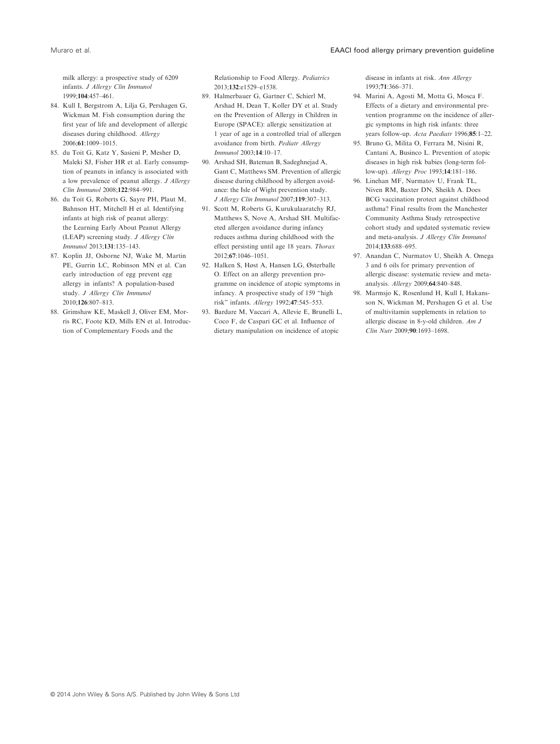milk allergy: a prospective study of 6209 infants. *J Allergy Clin Immunol* 1999;**104**:457–461.

84. Kull I, Bergstrom A, Lilja G, Pershagen G, Wickman M. Fish consumption during the first year of life and development of allergic diseases during childhood. *Allergy* 2006;**61**:1009–1015.
85. du Toit G, Katz Y, Sasieni P, Mesher D, Maleki SJ, Fisher HR et al. Early consumption of peanuts in infancy is associated with a low prevalence of peanut allergy. *J Allergy Clin Immunol* 2008;**122**:984–991.
86. du Toit G, Roberts G, Sayre PH, Plaut M, Bahnson HT, Mitchell H et al. Identifying infants at high risk of peanut allergy: the Learning Early About Peanut Allergy (LEAP) screening study. *J Allergy Clin Immunol* 2013;**131**:135–143.
87. Koplin JJ, Osborne NJ, Wake M, Martin PE, Gurrin LC, Robinson MN et al. Can early introduction of egg prevent egg allergy in infants? A population-based study. *J Allergy Clin Immunol* 2010;**126**:807–813.
88. Grimshaw KE, Maskell J, Oliver EM, Morris RC, Foote KD, Mills EN et al. Introduction of Complementary Foods and the Relationship to Food Allergy. *Pediatrics* 2013;**132**:e1529–e1538.
89. Halmerbauer G, Gartner C, Schierl M, Arshad H, Dean T, Koller DY et al. Study on the Prevention of Allergy in Children in Europe (SPACE): allergic sensitization at 1 year of age in a controlled trial of allergen avoidance from birth. *Pediatr Allergy Immunol* 2003;**14**:10–17.
90. Arshad SH, Bateman B, Sadeghnejad A, Gant C, Matthews SM. Prevention of allergic disease during childhood by allergen avoidance: the Isle of Wight prevention study. *J Allergy Clin Immunol* 2007;**119**:307–313.
91. Scott M, Roberts G, Kurukulaaratchy RJ, Matthews S, Nove A, Arshad SH. Multifaceted allergen avoidance during infancy reduces asthma during childhood with the effect persisting until age 18 years. *Thorax* 2012;**67**:1046–1051.
92. Halken S, Høst A, Hansen LG, Østerballe O. Effect on an allergy prevention programme on incidence of atopic symptoms in infancy. A prospective study of 159 "high risk" infants. *Allergy* 1992;**47**:545–553.
93. Bardare M, Vaccari A, Allevie E, Brunelli L, Coco F, de Caspari GC et al. Influence of dietary manipulation on incidence of atopic disease in infants at risk. *Ann Allergy* 1993;**71**:366–371.
94. Marini A, Agosti M, Motta G, Mosca F. Effects of a dietary and environmental prevention programme on the incidence of allergic symptoms in high risk infants: three years follow-up. *Acta Paediatr* 1996;**85**:1–22.
95. Bruno G, Milita O, Ferrara M, Nisini R, Cantani A, Businco L. Prevention of atopic diseases in high risk babies (long-term follow-up). *Allergy Proc* 1993;**14**:181–186.
96. Linehan MF, Nurmatov U, Frank TL, Niven RM, Baxter DN, Sheikh A. Does BCG vaccination protect against childhood asthma? Final results from the Manchester Community Asthma Study retrospective cohort study and updated systematic review and meta-analysis. *J Allergy Clin Immunol* 2014;**133**:688–695.
97. Anandan C, Nurmatov U, Sheikh A. Omega 3 and 6 oils for primary prevention of allergic disease: systematic review and meta-analysis. *Allergy* 2009;**64**:840–848.
98. Marmsjo K, Rosenlund H, Kull I, Hakansson N, Wickman M, Pershagen G et al. Use of multivitamin supplements in relation to allergic disease in 8-y-old children. *Am J Clin Nutr* 2009;**90**:1693–1698.